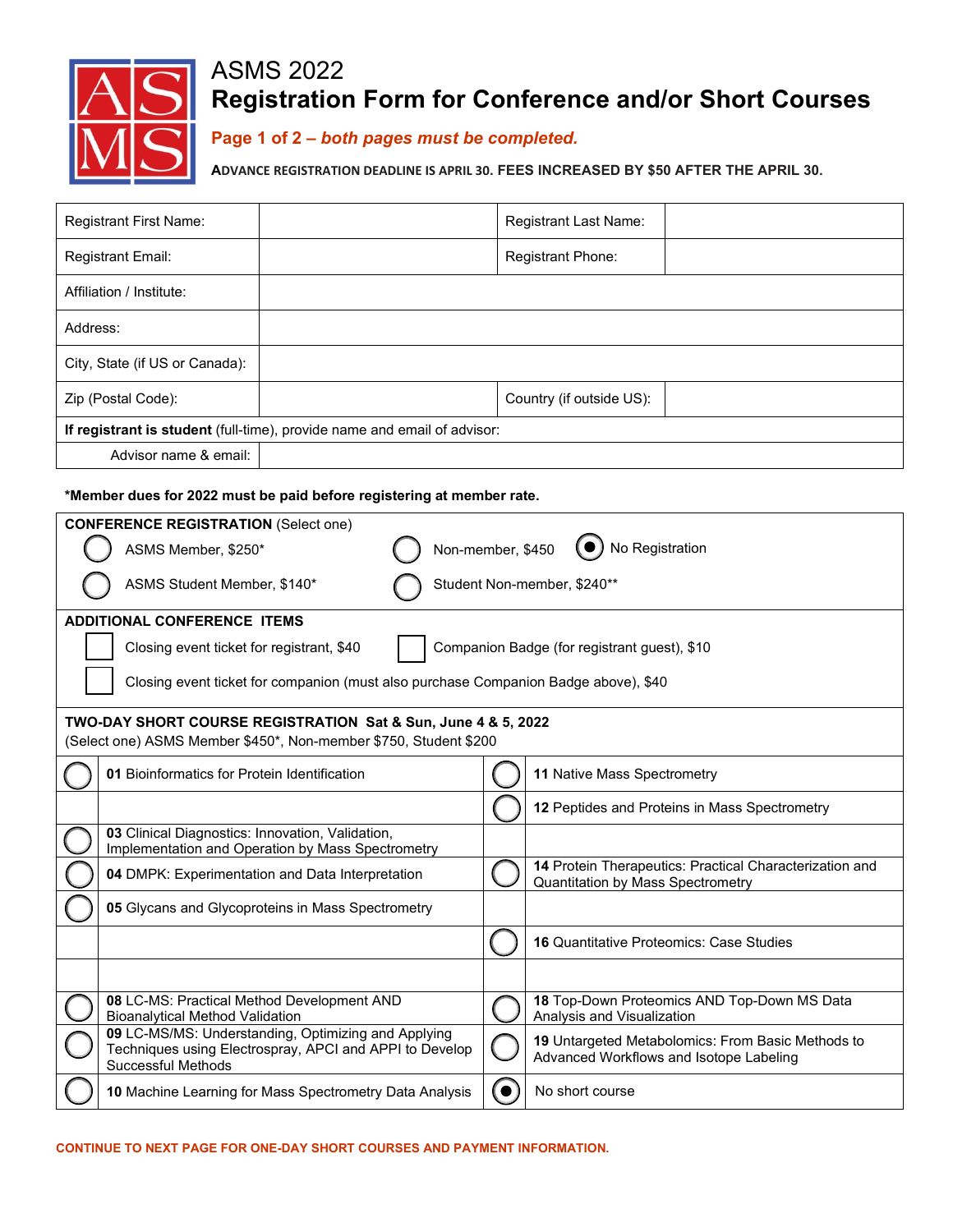# ASMS 2022

## Registration Form for Conference and/or Short Courses

**Page 1 of 2 – *both pages must be completed.***

**ADVANCE REGISTRATION DEADLINE IS APRIL 30. FEES INCREASED BY $50 AFTER THE APRIL 30.**

| Registrant First Name: | | Registrant Last Name: | |
|---|---|---|---|
| Registrant Email: | | Registrant Phone: | |
| Affiliation / Institute: | | | |
| Address: | | | |
| City, State (if US or Canada): | | | |
| Zip (Postal Code): | | Country (if outside US): | |
| **If registrant is student** (full-time), provide name and email of advisor: | | | |
| Advisor name & email: | | | |

**\*Member dues for 2022 must be paid before registering at member rate.**

**CONFERENCE REGISTRATION** (Select one)

- ○ ASMS Member, $250*
- ○ Non-member, $450
- ◉ No Registration
- ○ ASMS Student Member, $140*
- ○ Student Non-member, $240**

**ADDITIONAL CONFERENCE ITEMS**

- ☐ Closing event ticket for registrant, $40
- ☐ Companion Badge (for registrant guest), $10
- ☐ Closing event ticket for companion (must also purchase Companion Badge above), $40

**TWO-DAY SHORT COURSE REGISTRATION Sat & Sun, June 4 & 5, 2022**
(Select one) ASMS Member $450*, Non-member $750, Student $200

| | | | |
|---|---|---|---|
| ○ | **01** Bioinformatics for Protein Identification | ○ | **11** Native Mass Spectrometry |
| | | ○ | **12** Peptides and Proteins in Mass Spectrometry |
| ○ | **03** Clinical Diagnostics: Innovation, Validation, Implementation and Operation by Mass Spectrometry | | |
| ○ | **04** DMPK: Experimentation and Data Interpretation | ○ | **14** Protein Therapeutics: Practical Characterization and Quantitation by Mass Spectrometry |
| ○ | **05** Glycans and Glycoproteins in Mass Spectrometry | | |
| | | ○ | **16** Quantitative Proteomics: Case Studies |
| | | | |
| ○ | **08** LC-MS: Practical Method Development AND Bioanalytical Method Validation | ○ | **18** Top-Down Proteomics AND Top-Down MS Data Analysis and Visualization |
| ○ | **09** LC-MS/MS: Understanding, Optimizing and Applying Techniques using Electrospray, APCI and APPI to Develop Successful Methods | ○ | **19** Untargeted Metabolomics: From Basic Methods to Advanced Workflows and Isotope Labeling |
| ○ | **10** Machine Learning for Mass Spectrometry Data Analysis | ◉ | No short course |

**CONTINUE TO NEXT PAGE FOR ONE-DAY SHORT COURSES AND PAYMENT INFORMATION.**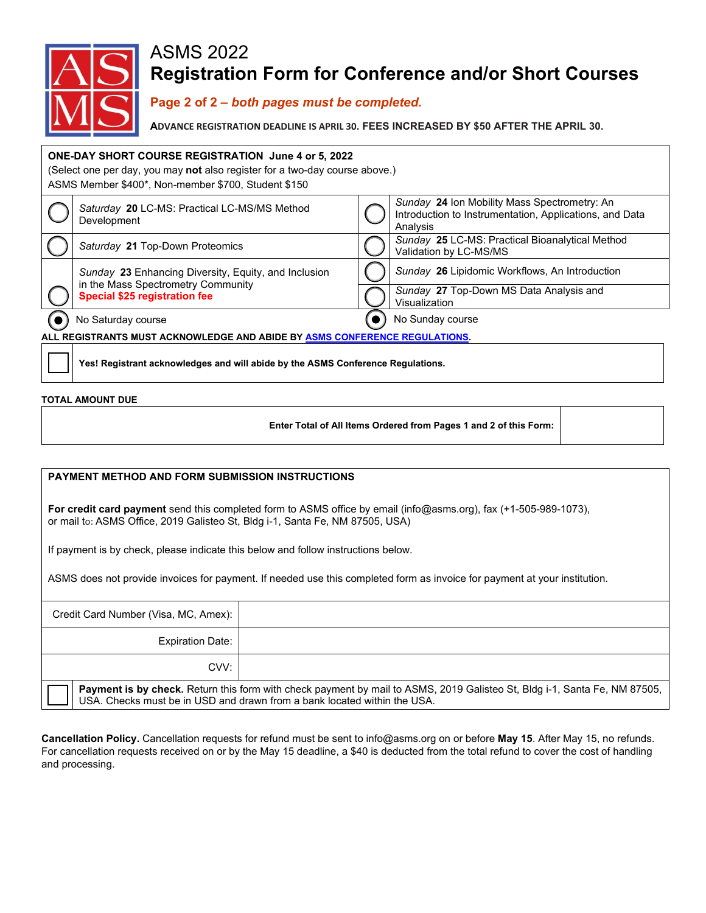# ASMS 2022

## Registration Form for Conference and/or Short Courses

**Page 2 of 2 – *both pages must be completed.***

**ADVANCE REGISTRATION DEADLINE IS APRIL 30. FEES INCREASED BY $50 AFTER THE APRIL 30.**

**ONE-DAY SHORT COURSE REGISTRATION June 4 or 5, 2022**
(Select one per day, you may **not** also register for a two-day course above.)
ASMS Member $400*, Non-member $700, Student $150

| | | | |
|---|---|---|---|
| ○ | *Saturday* **20** LC-MS: Practical LC-MS/MS Method Development | ○ | *Sunday* **24** Ion Mobility Mass Spectrometry: An Introduction to Instrumentation, Applications, and Data Analysis |
| ○ | *Saturday* **21** Top-Down Proteomics | ○ | *Sunday* **25** LC-MS: Practical Bioanalytical Method Validation by LC-MS/MS |
| ○ | *Sunday* **23** Enhancing Diversity, Equity, and Inclusion in the Mass Spectrometry Community **Special $25 registration fee** | ○ | *Sunday* **26** Lipidomic Workflows, An Introduction |
| | | ○ | *Sunday* **27** Top-Down MS Data Analysis and Visualization |
| ● | No Saturday course | ● | No Sunday course |

**ALL REGISTRANTS MUST ACKNOWLEDGE AND ABIDE BY ASMS CONFERENCE REGULATIONS.**

☐ **Yes! Registrant acknowledges and will abide by the ASMS Conference Regulations.**

**TOTAL AMOUNT DUE**

| | |
|---|---|
| **Enter Total of All Items Ordered from Pages 1 and 2 of this Form:** | |

**PAYMENT METHOD AND FORM SUBMISSION INSTRUCTIONS**

**For credit card payment** send this completed form to ASMS office by email (info@asms.org), fax (+1-505-989-1073), or mail to: ASMS Office, 2019 Galisteo St, Bldg i-1, Santa Fe, NM 87505, USA)

If payment is by check, please indicate this below and follow instructions below.

ASMS does not provide invoices for payment. If needed use this completed form as invoice for payment at your institution.

| | |
|---|---|
| Credit Card Number (Visa, MC, Amex): | |
| Expiration Date: | |
| CVV: | |

☐ **Payment is by check.** Return this form with check payment by mail to ASMS, 2019 Galisteo St, Bldg i-1, Santa Fe, NM 87505, USA. Checks must be in USD and drawn from a bank located within the USA.

**Cancellation Policy.** Cancellation requests for refund must be sent to info@asms.org on or before **May 15**. After May 15, no refunds. For cancellation requests received on or by the May 15 deadline, a $40 is deducted from the total refund to cover the cost of handling and processing.